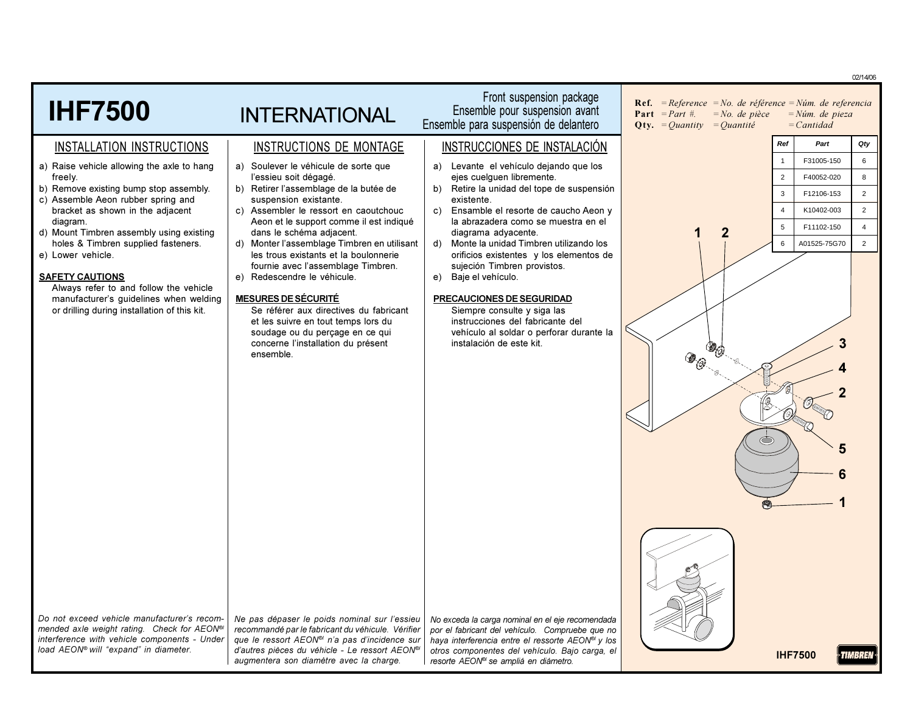02/14/06

# IHF7500

## INTERNATIONAL

Front suspension package
Ensemble pour suspension avant
Ensemble para suspensión de delantero

### INSTALLATION INSTRUCTIONS

a) Raise vehicle allowing the axle to hang freely.
b) Remove existing bump stop assembly.
c) Assemble Aeon rubber spring and bracket as shown in the adjacent diagram.
d) Mount Timbren assembly using existing holes & Timbren supplied fasteners.
e) Lower vehicle.

**SAFETY CAUTIONS**

Always refer to and follow the vehicle manufacturer's guidelines when welding or drilling during installation of this kit.

*Do not exceed vehicle manufacturer's recommended axle weight rating. Check for AEON® interference with vehicle components - Under load AEON® will "expand" in diameter.*

### INSTRUCTIONS DE MONTAGE

a) Soulever le véhicule de sorte que l'essieu soit dégagé.
b) Retirer l'assemblage de la butée de suspension existante.
c) Assembler le ressort en caoutchouc Aeon et le support comme il est indiqué dans le schéma adjacent.
d) Monter l'assemblage Timbren en utilisant les trous existants et la boulonnerie fournie avec l'assemblage Timbren.
e) Redescendre le véhicule.

**MESURES DE SÉCURITÉ**

Se référer aux directives du fabricant et les suivre en tout temps lors du soudage ou du perçage en ce qui concerne l'installation du présent ensemble.

*Ne pas dépaser le poids nominal sur l'essieu recommandé par le fabricant du véhicule. Vérifier que le ressort AEON® n'a pas d'incidence sur d'autres pièces du véhicle - Le ressort AEON® augmentera son diamètre avec la charge.*

### INSTRUCCIONES DE INSTALACIÓN

a) Levante el vehículo dejando que los ejes cuelguen libremente.
b) Retire la unidad del tope de suspensión existente.
c) Ensamble el resorte de caucho Aeon y la abrazadera como se muestra en el diagrama adyacente.
d) Monte la unidad Timbren utilizando los orificios existentes y los elementos de sujeción Timbren provistos.
e) Baje el vehículo.

**PRECAUCIONES DE SEGURIDAD**

Siempre consulte y siga las instrucciones del fabricante del vehículo al soldar o perforar durante la instalación de este kit.

*No exceda la carga nominal en el eje recomendada por el fabricant del vehículo. Compruebe que no haya interferencia entre el ressorte AEON® y los otros componentes del vehículo. Bajo carga, el resorte AEON® se ampliá en diámetro.*

**Ref.** = *Reference* = *No. de référence* = *Núm. de referencia*
**Part** = *Part #.* = *No. de pièce* = *Núm. de pieza*
**Qty.** = *Quantity* = *Quantité* = *Cantidad*

| Ref | Part | Qty |
|---|---|---|
| 1 | F31005-150 | 6 |
| 2 | F40052-020 | 8 |
| 3 | F12106-153 | 2 |
| 4 | K10402-003 | 2 |
| 5 | F11102-150 | 4 |
| 6 | A01525-75G70 | 2 |

IHF7500

TIMBREN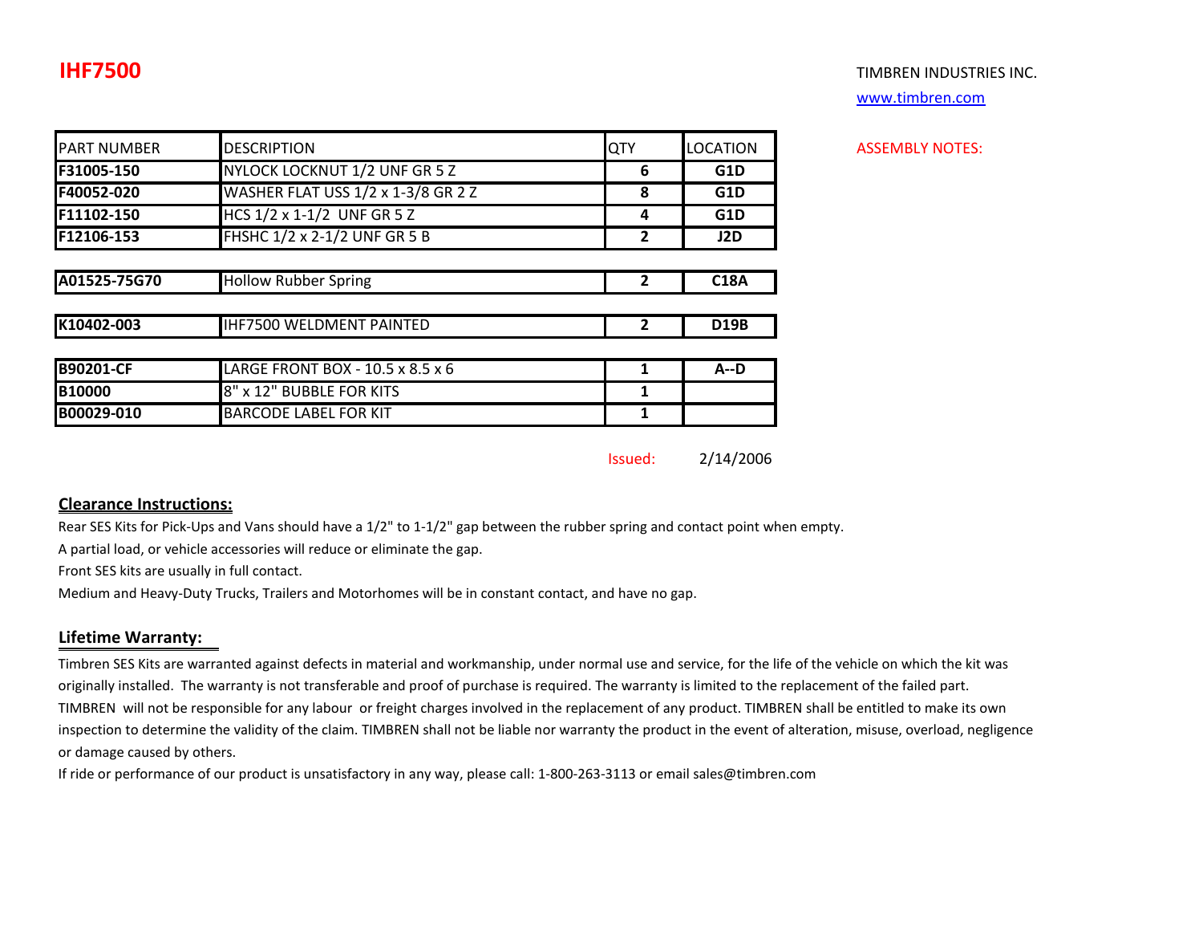# IHF7500

TIMBREN INDUSTRIES INC.

www.timbren.com

ASSEMBLY NOTES:

| PART NUMBER | DESCRIPTION | QTY | LOCATION |
|---|---|---|---|
| **F31005-150** | NYLOCK LOCKNUT 1/2 UNF GR 5 Z | **6** | **G1D** |
| **F40052-020** | WASHER FLAT USS 1/2 x 1-3/8 GR 2 Z | **8** | **G1D** |
| **F11102-150** | HCS 1/2 x 1-1/2 UNF GR 5 Z | **4** | **G1D** |
| **F12106-153** | FHSHC 1/2 x 2-1/2 UNF GR 5 B | **2** | **J2D** |
| **A01525-75G70** | Hollow Rubber Spring | **2** | **C18A** |
| **K10402-003** | IHF7500 WELDMENT PAINTED | **2** | **D19B** |
| **B90201-CF** | LARGE FRONT BOX - 10.5 x 8.5 x 6 | **1** | **A--D** |
| **B10000** | 8" x 12" BUBBLE FOR KITS | **1** | |
| **B00029-010** | BARCODE LABEL FOR KIT | **1** | |

Issued: 2/14/2006

## Clearance Instructions:

Rear SES Kits for Pick-Ups and Vans should have a 1/2" to 1-1/2" gap between the rubber spring and contact point when empty.

A partial load, or vehicle accessories will reduce or eliminate the gap.

Front SES kits are usually in full contact.

Medium and Heavy-Duty Trucks, Trailers and Motorhomes will be in constant contact, and have no gap.

## Lifetime Warranty:

Timbren SES Kits are warranted against defects in material and workmanship, under normal use and service, for the life of the vehicle on which the kit was originally installed. The warranty is not transferable and proof of purchase is required. The warranty is limited to the replacement of the failed part. TIMBREN will not be responsible for any labour or freight charges involved in the replacement of any product. TIMBREN shall be entitled to make its own inspection to determine the validity of the claim. TIMBREN shall not be liable nor warranty the product in the event of alteration, misuse, overload, negligence or damage caused by others.

If ride or performance of our product is unsatisfactory in any way, please call: 1-800-263-3113 or email sales@timbren.com